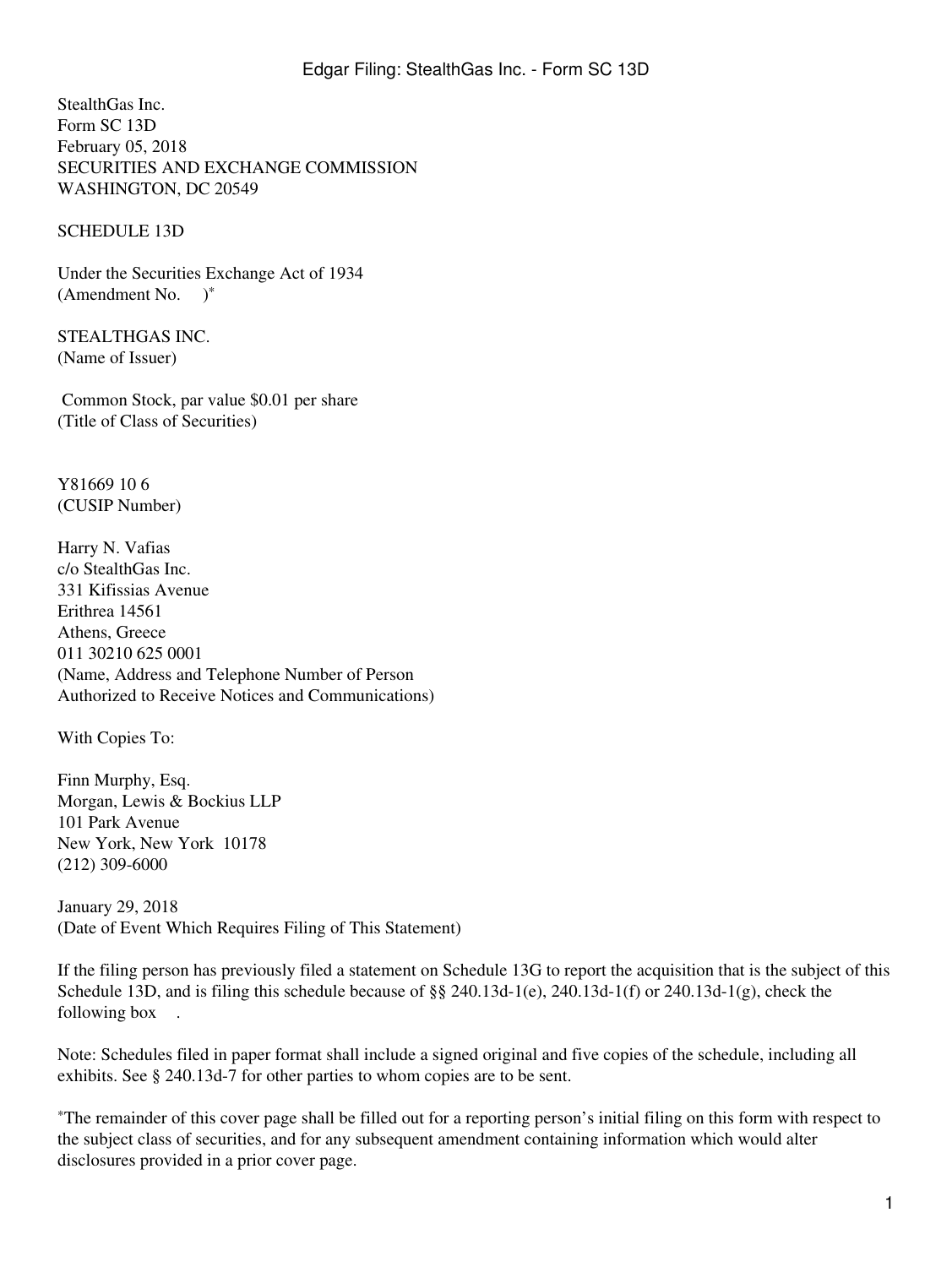StealthGas Inc.
Form SC 13D
February 05, 2018
SECURITIES AND EXCHANGE COMMISSION
WASHINGTON, DC 20549

SCHEDULE 13D

Under the Securities Exchange Act of 1934
(Amendment No. )*

STEALTHGAS INC.
(Name of Issuer)

Common Stock, par value $0.01 per share
(Title of Class of Securities)

Y81669 10 6
(CUSIP Number)

Harry N. Vafias
c/o StealthGas Inc.
331 Kifissias Avenue
Erithrea 14561
Athens, Greece
011 30210 625 0001
(Name, Address and Telephone Number of Person
Authorized to Receive Notices and Communications)

With Copies To:

Finn Murphy, Esq.
Morgan, Lewis & Bockius LLP
101 Park Avenue
New York, New York 10178
(212) 309-6000

January 29, 2018
(Date of Event Which Requires Filing of This Statement)

If the filing person has previously filed a statement on Schedule 13G to report the acquisition that is the subject of this Schedule 13D, and is filing this schedule because of §§ 240.13d-1(e), 240.13d-1(f) or 240.13d-1(g), check the following box .

Note: Schedules filed in paper format shall include a signed original and five copies of the schedule, including all exhibits. See § 240.13d-7 for other parties to whom copies are to be sent.

*The remainder of this cover page shall be filled out for a reporting person's initial filing on this form with respect to the subject class of securities, and for any subsequent amendment containing information which would alter disclosures provided in a prior cover page.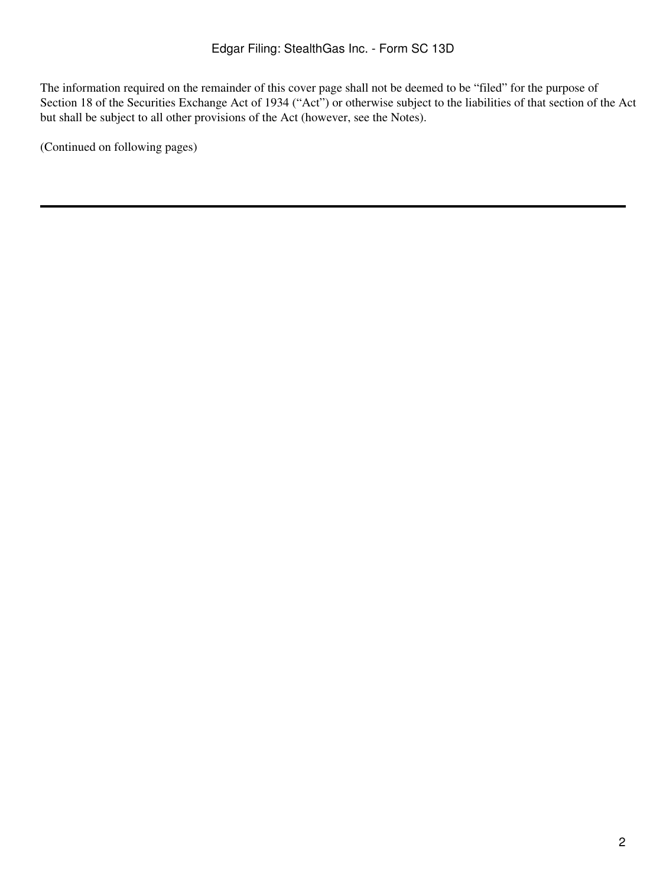The information required on the remainder of this cover page shall not be deemed to be "filed" for the purpose of Section 18 of the Securities Exchange Act of 1934 ("Act") or otherwise subject to the liabilities of that section of the Act but shall be subject to all other provisions of the Act (however, see the Notes).

(Continued on following pages)

---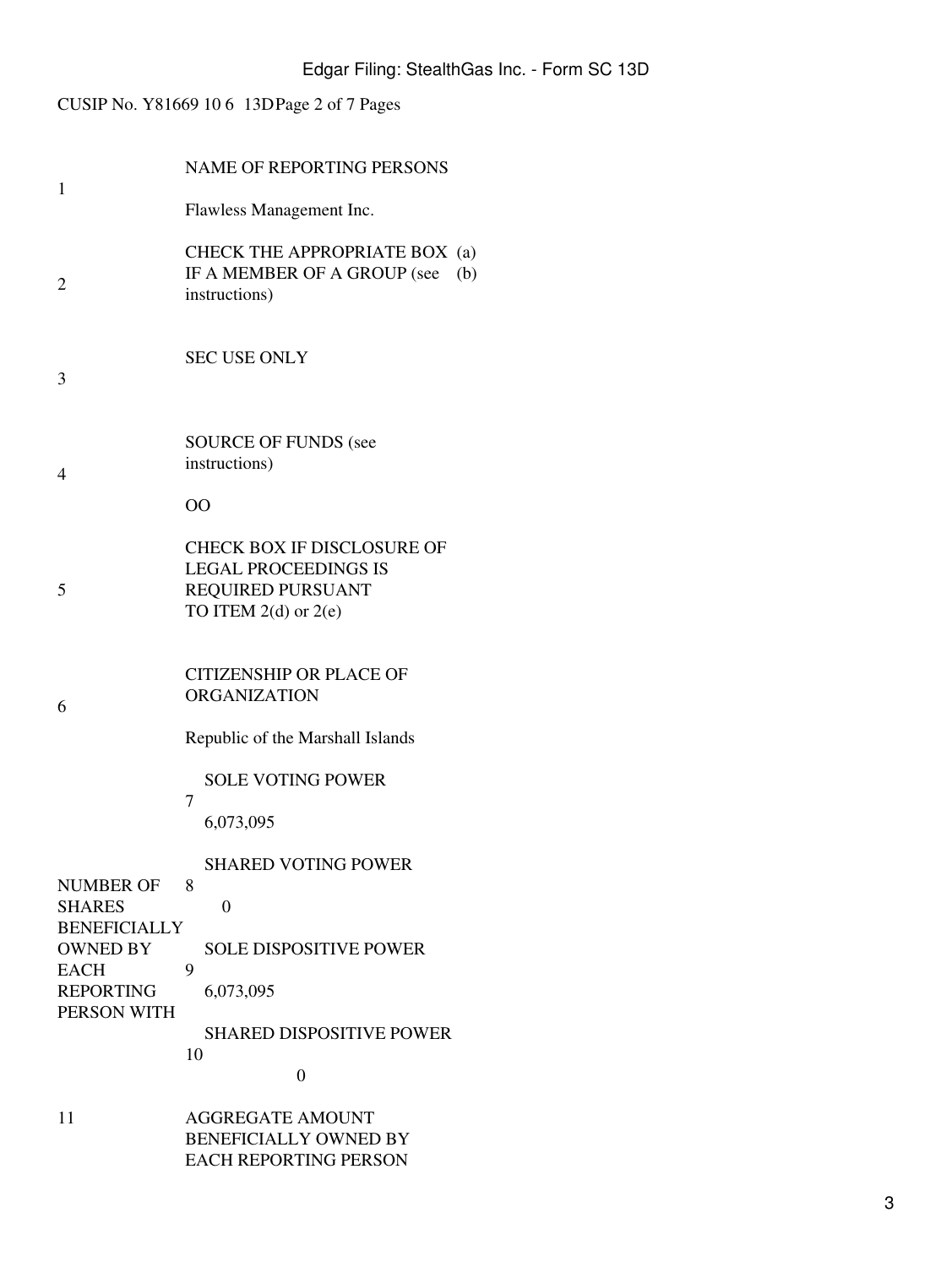CUSIP No. Y81669 10 6 13D Page 2 of 7 Pages

| | | |
|---|---|---|
| 1 | NAME OF REPORTING PERSONS<br><br>Flawless Management Inc. | |
| 2 | CHECK THE APPROPRIATE BOX IF A MEMBER OF A GROUP (see instructions) | (a)<br>(b) |
| 3 | SEC USE ONLY | |
| 4 | SOURCE OF FUNDS (see instructions)<br><br>OO | |
| 5 | CHECK BOX IF DISCLOSURE OF LEGAL PROCEEDINGS IS REQUIRED PURSUANT TO ITEM 2(d) or 2(e) | |
| 6 | CITIZENSHIP OR PLACE OF ORGANIZATION<br><br>Republic of the Marshall Islands | |

| | | |
|---|---|---|
| NUMBER OF SHARES BENEFICIALLY OWNED BY EACH REPORTING PERSON WITH | 7 | SOLE VOTING POWER<br><br>6,073,095 |
| | 8 | SHARED VOTING POWER<br><br>0 |
| | 9 | SOLE DISPOSITIVE POWER<br><br>6,073,095 |
| | 10 | SHARED DISPOSITIVE POWER<br><br>0 |

| | |
|---|---|
| 11 | AGGREGATE AMOUNT BENEFICIALLY OWNED BY EACH REPORTING PERSON |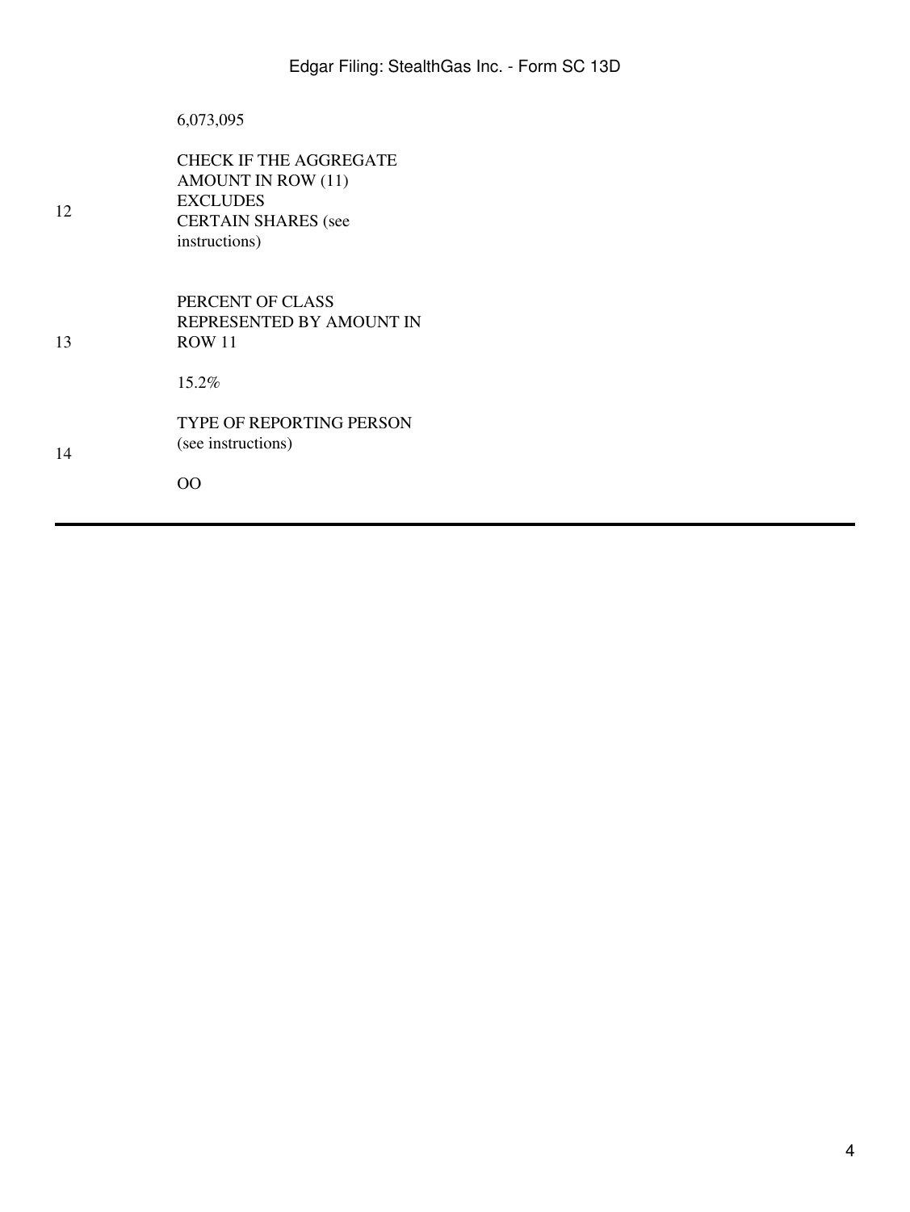| | |
|---|---|
| | 6,073,095 |
| 12 | CHECK IF THE AGGREGATE AMOUNT IN ROW (11) EXCLUDES CERTAIN SHARES (see instructions) |
| 13 | PERCENT OF CLASS REPRESENTED BY AMOUNT IN ROW 11<br><br>15.2% |
| 14 | TYPE OF REPORTING PERSON (see instructions)<br><br>OO |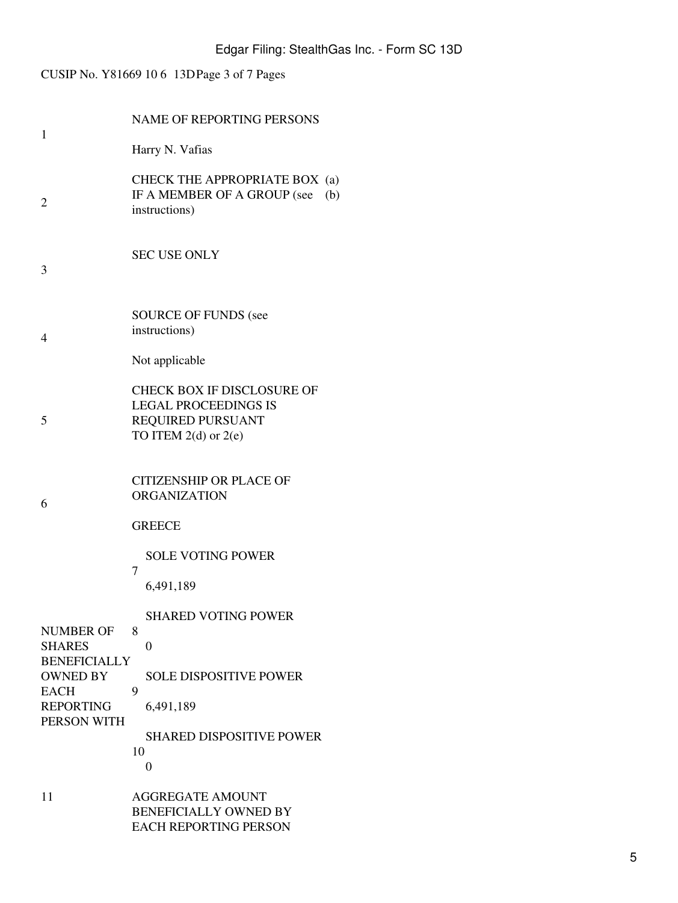CUSIP No. Y81669 10 6 13D Page 3 of 7 Pages

| | | |
|---|---|---|
| 1 | NAME OF REPORTING PERSONS<br><br>Harry N. Vafias | |
| 2 | CHECK THE APPROPRIATE BOX IF A MEMBER OF A GROUP (see instructions) | (a)<br>(b) |
| 3 | SEC USE ONLY | |
| 4 | SOURCE OF FUNDS (see instructions)<br><br>Not applicable | |
| 5 | CHECK BOX IF DISCLOSURE OF LEGAL PROCEEDINGS IS REQUIRED PURSUANT TO ITEM 2(d) or 2(e) | |
| 6 | CITIZENSHIP OR PLACE OF ORGANIZATION<br><br>GREECE | |
| NUMBER OF SHARES BENEFICIALLY OWNED BY EACH REPORTING PERSON WITH | 7 | SOLE VOTING POWER<br><br>6,491,189 |
| | 8 | SHARED VOTING POWER<br><br>0 |
| | 9 | SOLE DISPOSITIVE POWER<br><br>6,491,189 |
| | 10 | SHARED DISPOSITIVE POWER<br><br>0 |
| 11 | AGGREGATE AMOUNT BENEFICIALLY OWNED BY EACH REPORTING PERSON | |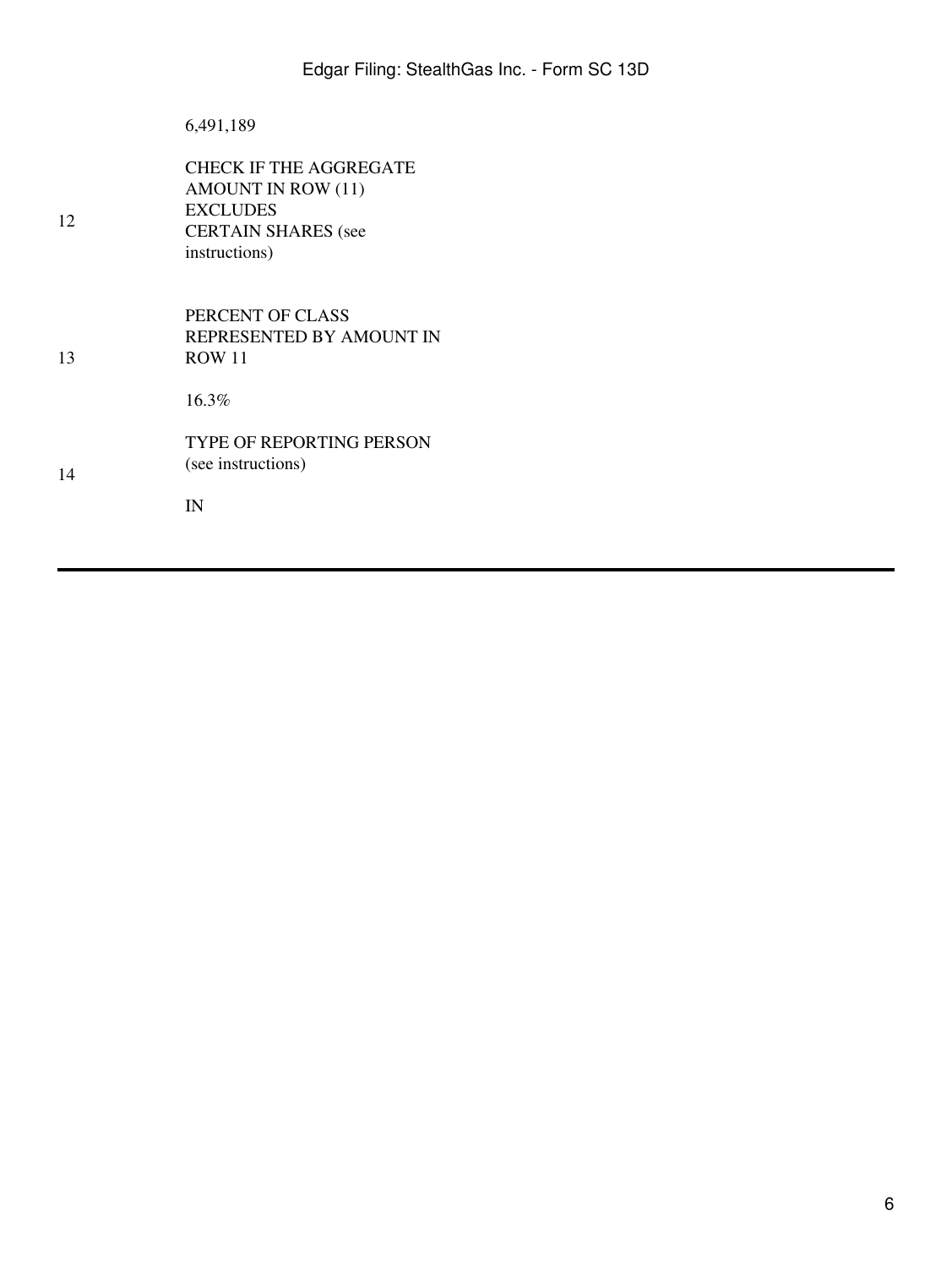| | |
|---|---|
| | 6,491,189 |
| 12 | CHECK IF THE AGGREGATE AMOUNT IN ROW (11) EXCLUDES CERTAIN SHARES (see instructions) |
| 13 | PERCENT OF CLASS REPRESENTED BY AMOUNT IN ROW 11<br><br>16.3% |
| 14 | TYPE OF REPORTING PERSON (see instructions)<br><br>IN |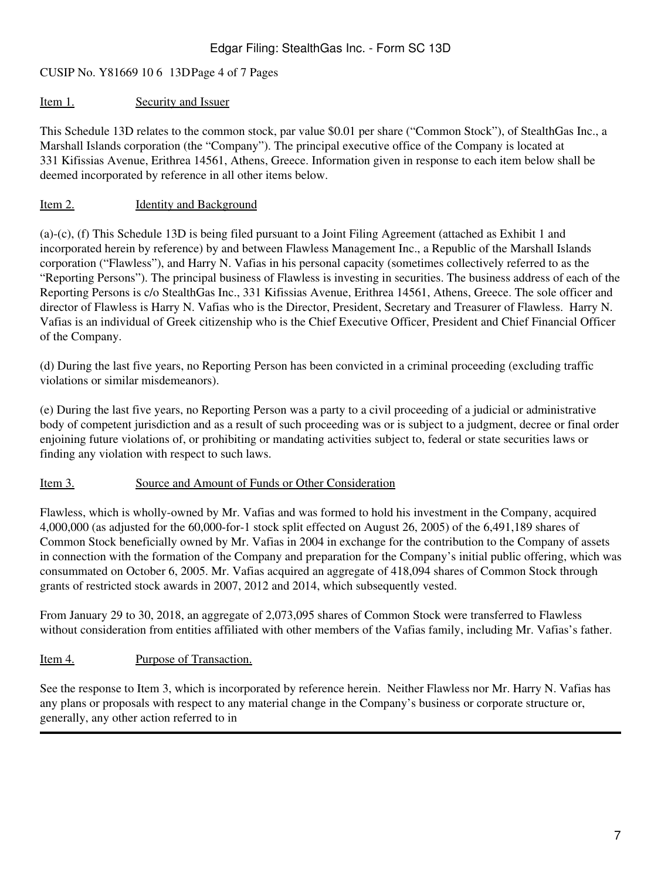CUSIP No. Y81669 10 6 13D Page 4 of 7 Pages

Item 1. Security and Issuer

This Schedule 13D relates to the common stock, par value $0.01 per share ("Common Stock"), of StealthGas Inc., a Marshall Islands corporation (the "Company"). The principal executive office of the Company is located at 331 Kifissias Avenue, Erithrea 14561, Athens, Greece. Information given in response to each item below shall be deemed incorporated by reference in all other items below.

Item 2. Identity and Background

(a)-(c), (f) This Schedule 13D is being filed pursuant to a Joint Filing Agreement (attached as Exhibit 1 and incorporated herein by reference) by and between Flawless Management Inc., a Republic of the Marshall Islands corporation ("Flawless"), and Harry N. Vafias in his personal capacity (sometimes collectively referred to as the "Reporting Persons"). The principal business of Flawless is investing in securities. The business address of each of the Reporting Persons is c/o StealthGas Inc., 331 Kifissias Avenue, Erithrea 14561, Athens, Greece. The sole officer and director of Flawless is Harry N. Vafias who is the Director, President, Secretary and Treasurer of Flawless. Harry N. Vafias is an individual of Greek citizenship who is the Chief Executive Officer, President and Chief Financial Officer of the Company.

(d) During the last five years, no Reporting Person has been convicted in a criminal proceeding (excluding traffic violations or similar misdemeanors).

(e) During the last five years, no Reporting Person was a party to a civil proceeding of a judicial or administrative body of competent jurisdiction and as a result of such proceeding was or is subject to a judgment, decree or final order enjoining future violations of, or prohibiting or mandating activities subject to, federal or state securities laws or finding any violation with respect to such laws.

Item 3. Source and Amount of Funds or Other Consideration

Flawless, which is wholly-owned by Mr. Vafias and was formed to hold his investment in the Company, acquired 4,000,000 (as adjusted for the 60,000-for-1 stock split effected on August 26, 2005) of the 6,491,189 shares of Common Stock beneficially owned by Mr. Vafias in 2004 in exchange for the contribution to the Company of assets in connection with the formation of the Company and preparation for the Company's initial public offering, which was consummated on October 6, 2005. Mr. Vafias acquired an aggregate of 418,094 shares of Common Stock through grants of restricted stock awards in 2007, 2012 and 2014, which subsequently vested.

From January 29 to 30, 2018, an aggregate of 2,073,095 shares of Common Stock were transferred to Flawless without consideration from entities affiliated with other members of the Vafias family, including Mr. Vafias's father.

Item 4. Purpose of Transaction.

See the response to Item 3, which is incorporated by reference herein. Neither Flawless nor Mr. Harry N. Vafias has any plans or proposals with respect to any material change in the Company's business or corporate structure or, generally, any other action referred to in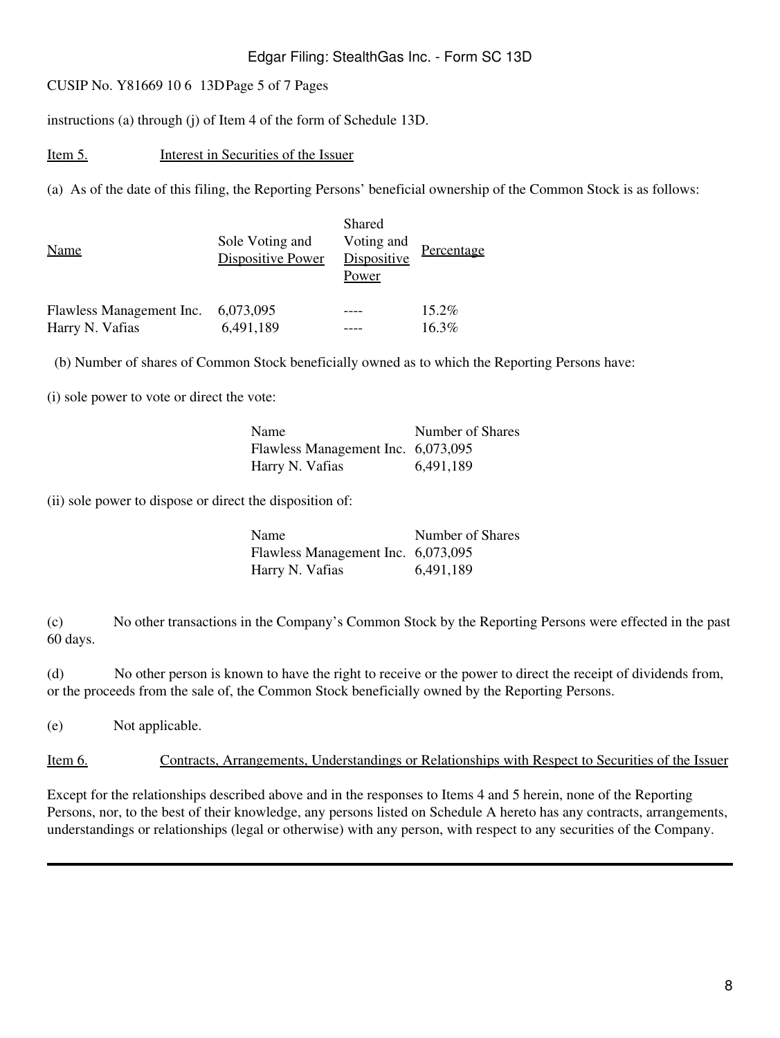instructions (a) through (j) of Item 4 of the form of Schedule 13D.

Item 5. Interest in Securities of the Issuer

(a) As of the date of this filing, the Reporting Persons' beneficial ownership of the Common Stock is as follows:

| Name | Sole Voting and Dispositive Power | Shared Voting and Dispositive Power | Percentage |
|---|---|---|---|
| Flawless Management Inc. | 6,073,095 | ---- | 15.2% |
| Harry N. Vafias | 6,491,189 | ---- | 16.3% |

(b) Number of shares of Common Stock beneficially owned as to which the Reporting Persons have:

(i) sole power to vote or direct the vote:

| Name | Number of Shares |
|---|---|
| Flawless Management Inc. | 6,073,095 |
| Harry N. Vafias | 6,491,189 |

(ii) sole power to dispose or direct the disposition of:

| Name | Number of Shares |
|---|---|
| Flawless Management Inc. | 6,073,095 |
| Harry N. Vafias | 6,491,189 |

(c) No other transactions in the Company's Common Stock by the Reporting Persons were effected in the past 60 days.

(d) No other person is known to have the right to receive or the power to direct the receipt of dividends from, or the proceeds from the sale of, the Common Stock beneficially owned by the Reporting Persons.

(e) Not applicable.

Item 6. Contracts, Arrangements, Understandings or Relationships with Respect to Securities of the Issuer

Except for the relationships described above and in the responses to Items 4 and 5 herein, none of the Reporting Persons, nor, to the best of their knowledge, any persons listed on Schedule A hereto has any contracts, arrangements, understandings or relationships (legal or otherwise) with any person, with respect to any securities of the Company.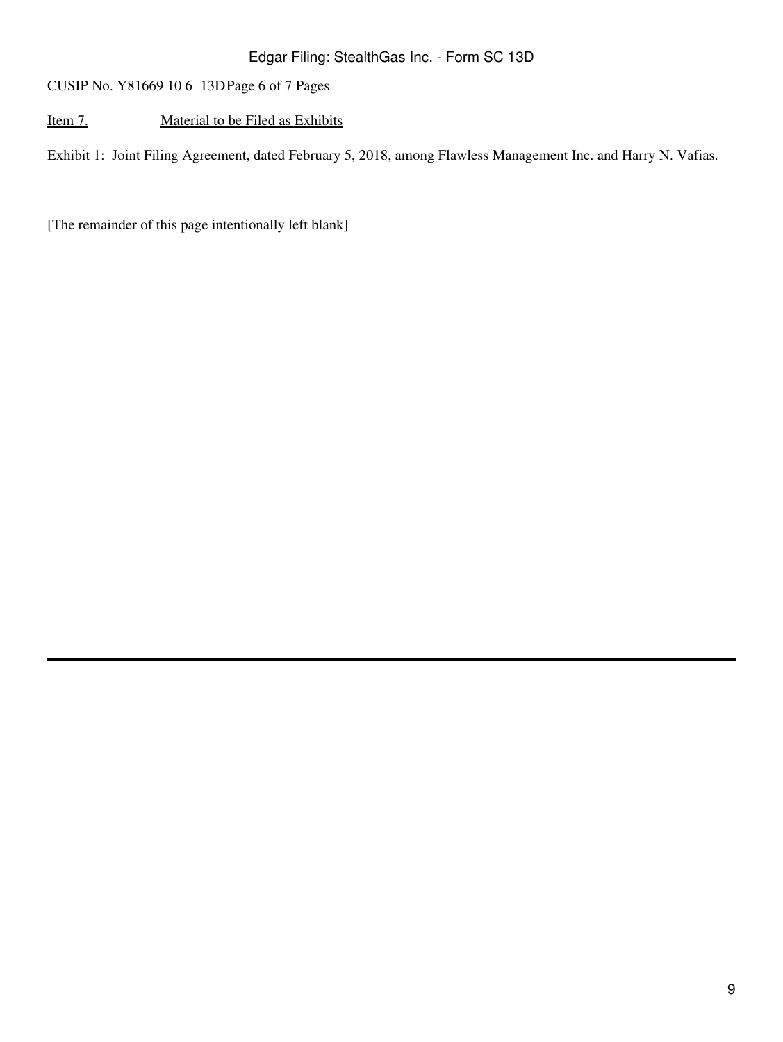CUSIP No. Y81669 10 6 13D

Item 7. Material to be Filed as Exhibits

Exhibit 1: Joint Filing Agreement, dated February 5, 2018, among Flawless Management Inc. and Harry N. Vafias.

[The remainder of this page intentionally left blank]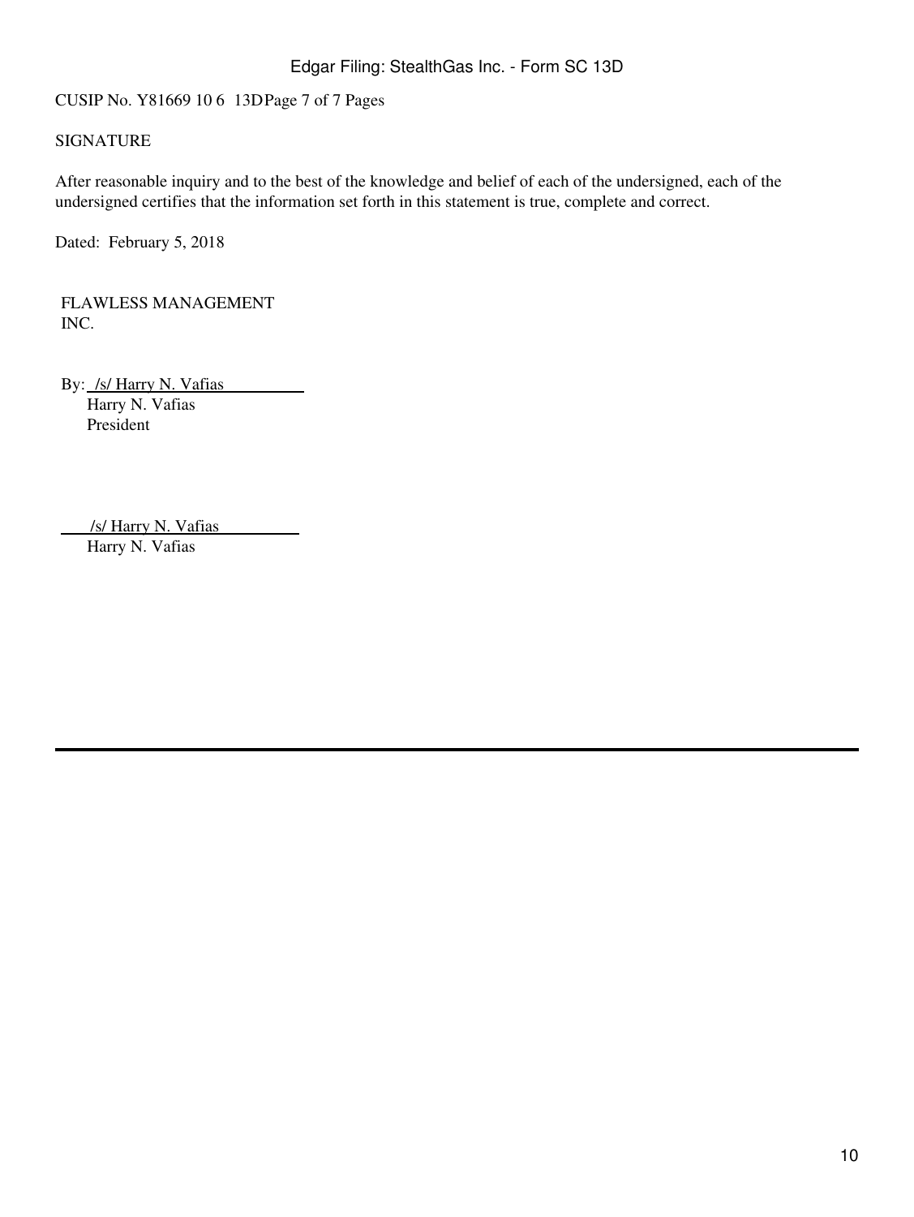CUSIP No. Y81669 10 6 13D Page 7 of 7 Pages

SIGNATURE

After reasonable inquiry and to the best of the knowledge and belief of each of the undersigned, each of the undersigned certifies that the information set forth in this statement is true, complete and correct.

Dated: February 5, 2018

FLAWLESS MANAGEMENT INC.

By: /s/ Harry N. Vafias
Harry N. Vafias
President

/s/ Harry N. Vafias
Harry N. Vafias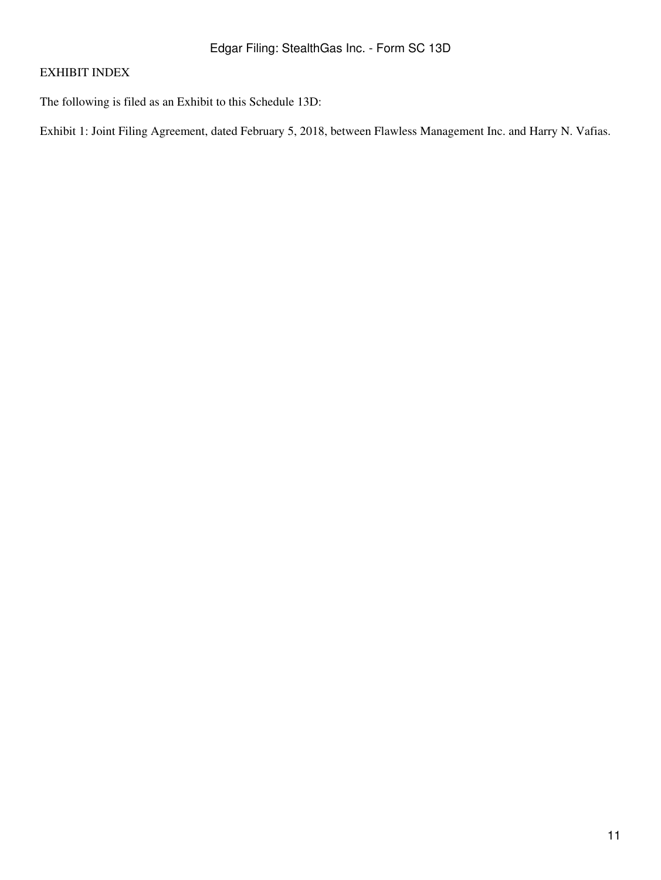EXHIBIT INDEX

The following is filed as an Exhibit to this Schedule 13D:

Exhibit 1: Joint Filing Agreement, dated February 5, 2018, between Flawless Management Inc. and Harry N. Vafias.